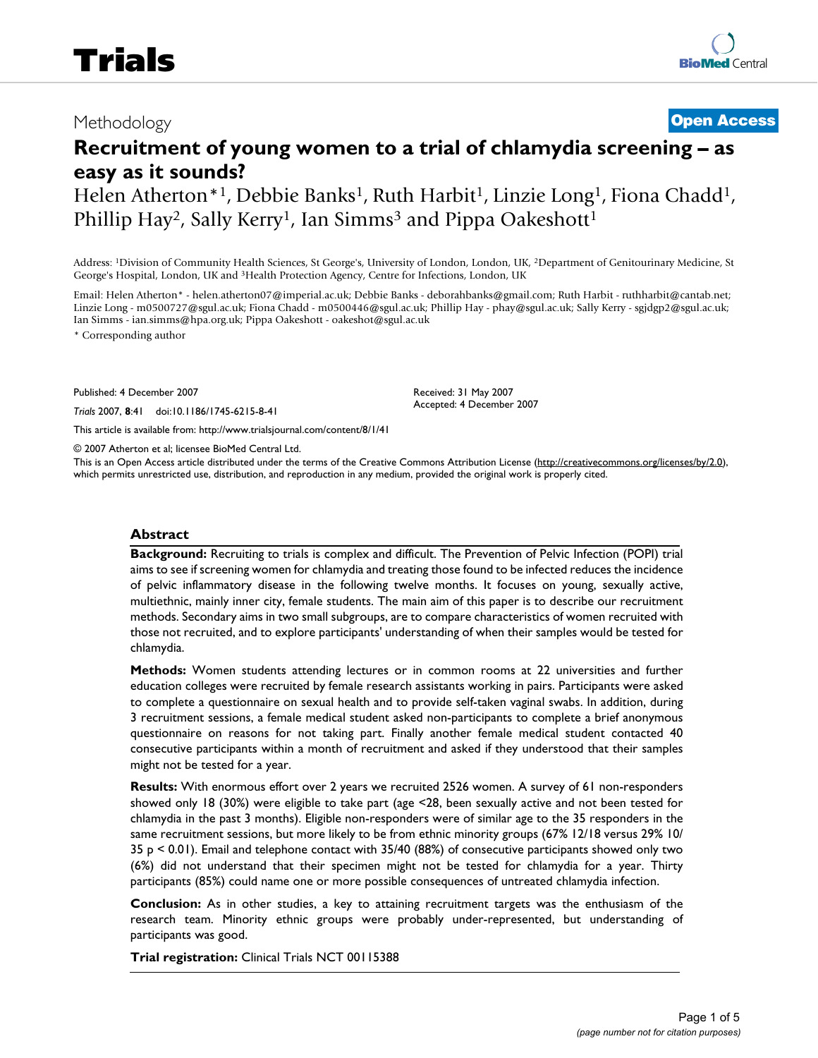Methodology

**Open Access**

# Recruitment of young women to a trial of chlamydia screening – as easy as it sounds?

Helen Atherton*[1], Debbie Banks[1], Ruth Harbit[1], Linzie Long[1], Fiona Chadd[1], Phillip Hay[2], Sally Kerry[1], Ian Simms[3] and Pippa Oakeshott[1]

Address: [1]Division of Community Health Sciences, St George's, University of London, London, UK, [2]Department of Genitourinary Medicine, St George's Hospital, London, UK and [3]Health Protection Agency, Centre for Infections, London, UK

Email: Helen Atherton* - helen.atherton07@imperial.ac.uk; Debbie Banks - deborahbanks@gmail.com; Ruth Harbit - ruthharbit@cantab.net; Linzie Long - m0500727@sgul.ac.uk; Fiona Chadd - m0500446@sgul.ac.uk; Phillip Hay - phay@sgul.ac.uk; Sally Kerry - sgjdgp2@sgul.ac.uk; Ian Simms - ian.simms@hpa.org.uk; Pippa Oakeshott - oakeshot@sgul.ac.uk

\* Corresponding author

Published: 4 December 2007

*Trials* 2007, **8**:41 doi:10.1186/1745-6215-8-41

Received: 31 May 2007
Accepted: 4 December 2007

This article is available from: http://www.trialsjournal.com/content/8/1/41

© 2007 Atherton et al; licensee BioMed Central Ltd.

This is an Open Access article distributed under the terms of the Creative Commons Attribution License (http://creativecommons.org/licenses/by/2.0), which permits unrestricted use, distribution, and reproduction in any medium, provided the original work is properly cited.

## Abstract

**Background:** Recruiting to trials is complex and difficult. The Prevention of Pelvic Infection (POPI) trial aims to see if screening women for chlamydia and treating those found to be infected reduces the incidence of pelvic inflammatory disease in the following twelve months. It focuses on young, sexually active, multiethnic, mainly inner city, female students. The main aim of this paper is to describe our recruitment methods. Secondary aims in two small subgroups, are to compare characteristics of women recruited with those not recruited, and to explore participants' understanding of when their samples would be tested for chlamydia.

**Methods:** Women students attending lectures or in common rooms at 22 universities and further education colleges were recruited by female research assistants working in pairs. Participants were asked to complete a questionnaire on sexual health and to provide self-taken vaginal swabs. In addition, during 3 recruitment sessions, a female medical student asked non-participants to complete a brief anonymous questionnaire on reasons for not taking part. Finally another female medical student contacted 40 consecutive participants within a month of recruitment and asked if they understood that their samples might not be tested for a year.

**Results:** With enormous effort over 2 years we recruited 2526 women. A survey of 61 non-responders showed only 18 (30%) were eligible to take part (age <28, been sexually active and not been tested for chlamydia in the past 3 months). Eligible non-responders were of similar age to the 35 responders in the same recruitment sessions, but more likely to be from ethnic minority groups (67% 12/18 versus 29% 10/35 $p < 0.01$). Email and telephone contact with 35/40 (88%) of consecutive participants showed only two (6%) did not understand that their specimen might not be tested for chlamydia for a year. Thirty participants (85%) could name one or more possible consequences of untreated chlamydia infection.

**Conclusion:** As in other studies, a key to attaining recruitment targets was the enthusiasm of the research team. Minority ethnic groups were probably under-represented, but understanding of participants was good.

**Trial registration:** Clinical Trials NCT 00115388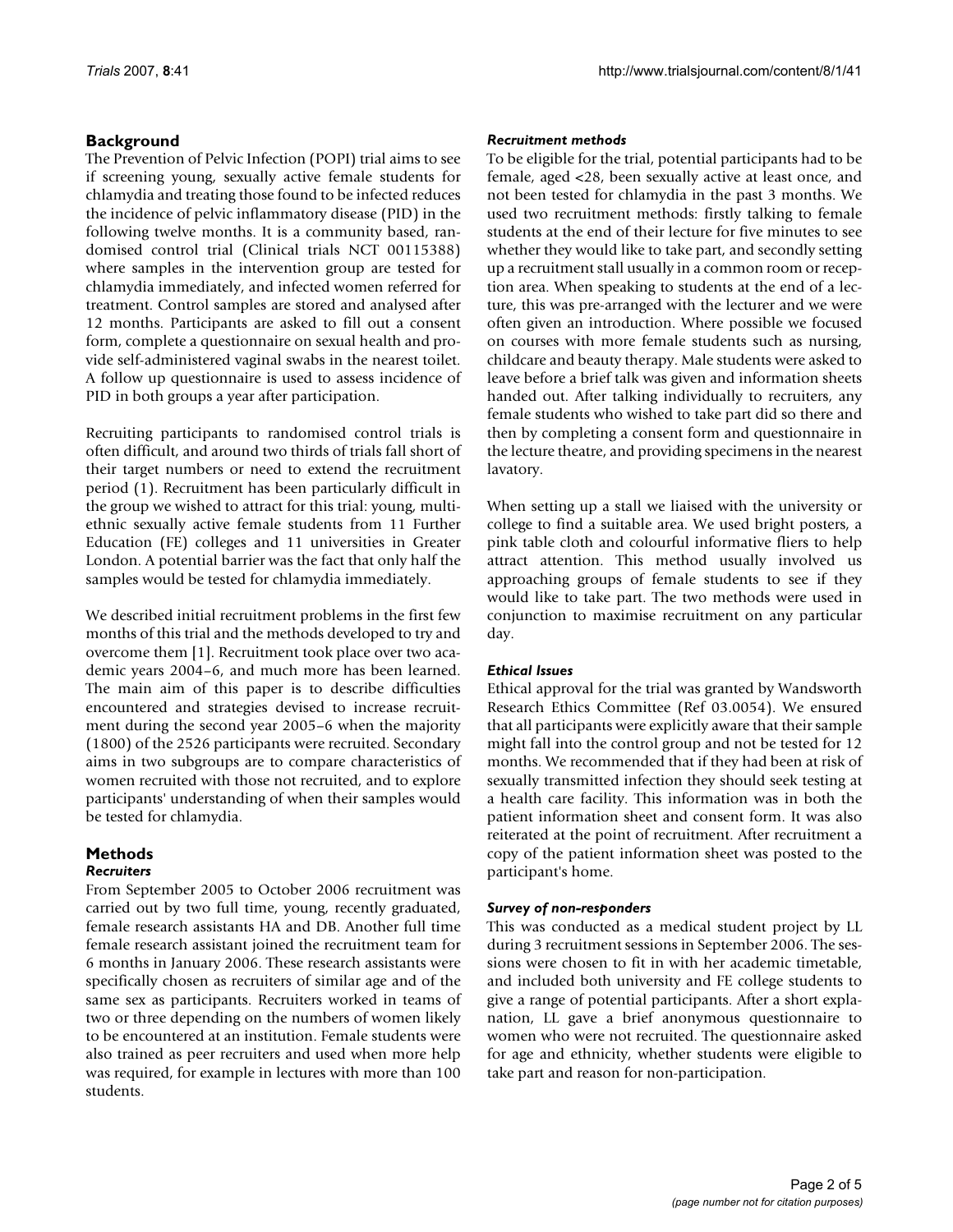## Background

The Prevention of Pelvic Infection (POPI) trial aims to see if screening young, sexually active female students for chlamydia and treating those found to be infected reduces the incidence of pelvic inflammatory disease (PID) in the following twelve months. It is a community based, randomised control trial (Clinical trials NCT 00115388) where samples in the intervention group are tested for chlamydia immediately, and infected women referred for treatment. Control samples are stored and analysed after 12 months. Participants are asked to fill out a consent form, complete a questionnaire on sexual health and provide self-administered vaginal swabs in the nearest toilet. A follow up questionnaire is used to assess incidence of PID in both groups a year after participation.

Recruiting participants to randomised control trials is often difficult, and around two thirds of trials fall short of their target numbers or need to extend the recruitment period (1). Recruitment has been particularly difficult in the group we wished to attract for this trial: young, multi-ethnic sexually active female students from 11 Further Education (FE) colleges and 11 universities in Greater London. A potential barrier was the fact that only half the samples would be tested for chlamydia immediately.

We described initial recruitment problems in the first few months of this trial and the methods developed to try and overcome them [1]. Recruitment took place over two academic years 2004–6, and much more has been learned. The main aim of this paper is to describe difficulties encountered and strategies devised to increase recruitment during the second year 2005–6 when the majority (1800) of the 2526 participants were recruited. Secondary aims in two subgroups are to compare characteristics of women recruited with those not recruited, and to explore participants' understanding of when their samples would be tested for chlamydia.

## Methods

### *Recruiters*

From September 2005 to October 2006 recruitment was carried out by two full time, young, recently graduated, female research assistants HA and DB. Another full time female research assistant joined the recruitment team for 6 months in January 2006. These research assistants were specifically chosen as recruiters of similar age and of the same sex as participants. Recruiters worked in teams of two or three depending on the numbers of women likely to be encountered at an institution. Female students were also trained as peer recruiters and used when more help was required, for example in lectures with more than 100 students.

### *Recruitment methods*

To be eligible for the trial, potential participants had to be female, aged <28, been sexually active at least once, and not been tested for chlamydia in the past 3 months. We used two recruitment methods: firstly talking to female students at the end of their lecture for five minutes to see whether they would like to take part, and secondly setting up a recruitment stall usually in a common room or reception area. When speaking to students at the end of a lecture, this was pre-arranged with the lecturer and we were often given an introduction. Where possible we focused on courses with more female students such as nursing, childcare and beauty therapy. Male students were asked to leave before a brief talk was given and information sheets handed out. After talking individually to recruiters, any female students who wished to take part did so there and then by completing a consent form and questionnaire in the lecture theatre, and providing specimens in the nearest lavatory.

When setting up a stall we liaised with the university or college to find a suitable area. We used bright posters, a pink table cloth and colourful informative fliers to help attract attention. This method usually involved us approaching groups of female students to see if they would like to take part. The two methods were used in conjunction to maximise recruitment on any particular day.

### *Ethical Issues*

Ethical approval for the trial was granted by Wandsworth Research Ethics Committee (Ref 03.0054). We ensured that all participants were explicitly aware that their sample might fall into the control group and not be tested for 12 months. We recommended that if they had been at risk of sexually transmitted infection they should seek testing at a health care facility. This information was in both the patient information sheet and consent form. It was also reiterated at the point of recruitment. After recruitment a copy of the patient information sheet was posted to the participant's home.

### *Survey of non-responders*

This was conducted as a medical student project by LL during 3 recruitment sessions in September 2006. The sessions were chosen to fit in with her academic timetable, and included both university and FE college students to give a range of potential participants. After a short explanation, LL gave a brief anonymous questionnaire to women who were not recruited. The questionnaire asked for age and ethnicity, whether students were eligible to take part and reason for non-participation.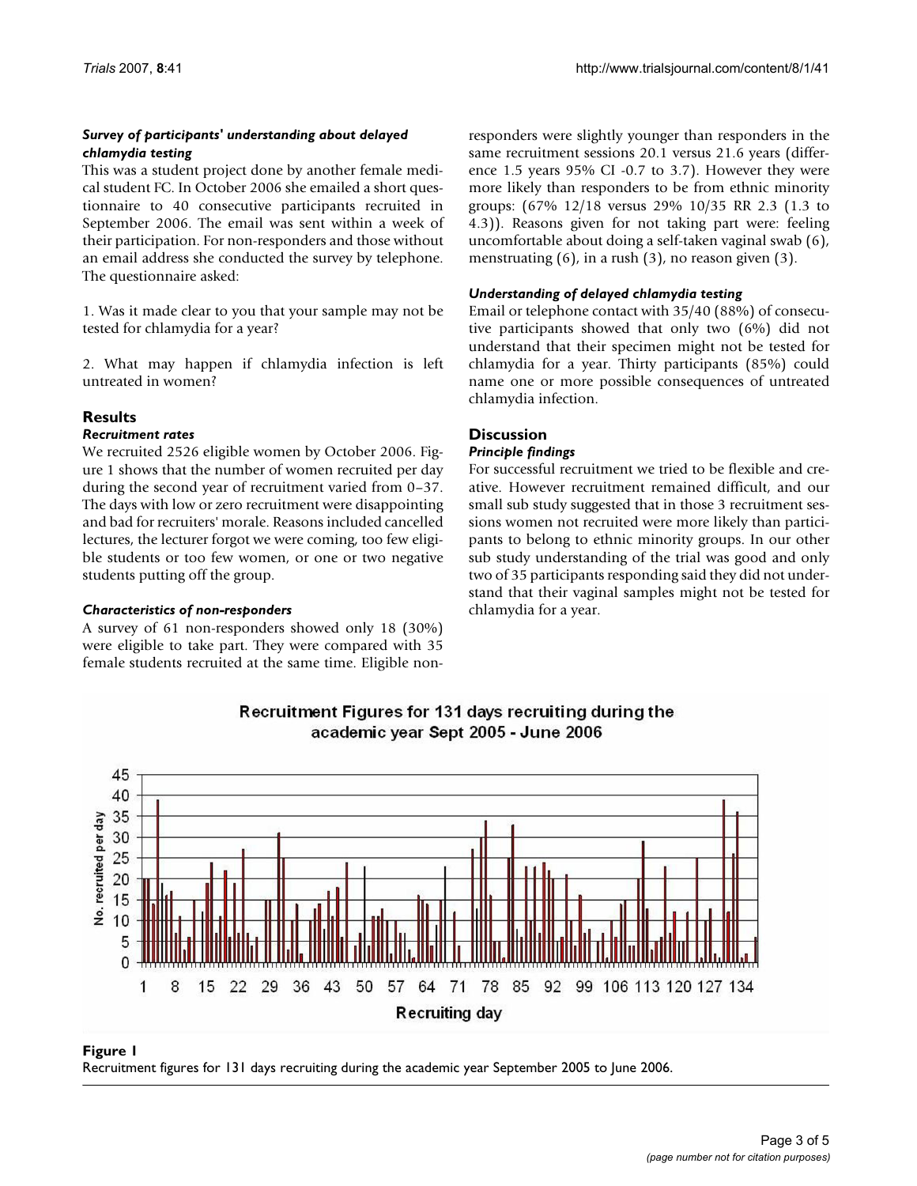### *Survey of participants' understanding about delayed chlamydia testing*

This was a student project done by another female medical student FC. In October 2006 she emailed a short questionnaire to 40 consecutive participants recruited in September 2006. The email was sent within a week of their participation. For non-responders and those without an email address she conducted the survey by telephone. The questionnaire asked:

1. Was it made clear to you that your sample may not be tested for chlamydia for a year?

2. What may happen if chlamydia infection is left untreated in women?

## Results

### *Recruitment rates*

We recruited 2526 eligible women by October 2006. Figure 1 shows that the number of women recruited per day during the second year of recruitment varied from 0–37. The days with low or zero recruitment were disappointing and bad for recruiters' morale. Reasons included cancelled lectures, the lecturer forgot we were coming, too few eligible students or too few women, or one or two negative students putting off the group.

### *Characteristics of non-responders*

A survey of 61 non-responders showed only 18 (30%) were eligible to take part. They were compared with 35 female students recruited at the same time. Eligible non-responders were slightly younger than responders in the same recruitment sessions 20.1 versus 21.6 years (difference 1.5 years 95% CI -0.7 to 3.7). However they were more likely than responders to be from ethnic minority groups: (67% 12/18 versus 29% 10/35 RR 2.3 (1.3 to 4.3)). Reasons given for not taking part were: feeling uncomfortable about doing a self-taken vaginal swab (6), menstruating (6), in a rush (3), no reason given (3).

### *Understanding of delayed chlamydia testing*

Email or telephone contact with 35/40 (88%) of consecutive participants showed that only two (6%) did not understand that their specimen might not be tested for chlamydia for a year. Thirty participants (85%) could name one or more possible consequences of untreated chlamydia infection.

## Discussion

### *Principle findings*

For successful recruitment we tried to be flexible and creative. However recruitment remained difficult, and our small sub study suggested that in those 3 recruitment sessions women not recruited were more likely than participants to belong to ethnic minority groups. In our other sub study understanding of the trial was good and only two of 35 participants responding said they did not understand that their vaginal samples might not be tested for chlamydia for a year.

**Figure 1**

Recruitment figures for 131 days recruiting during the academic year September 2005 to June 2006.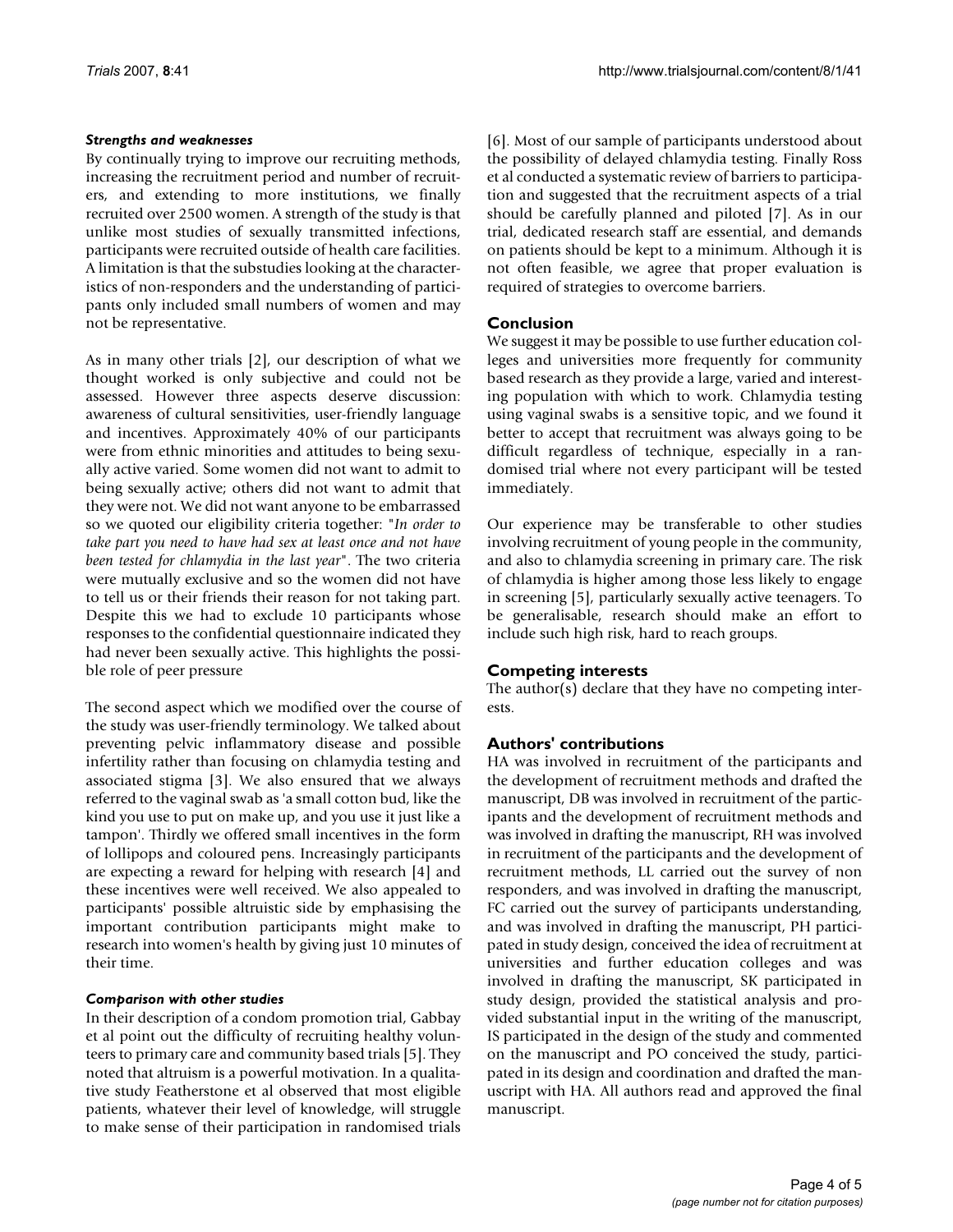#### *Strengths and weaknesses*

By continually trying to improve our recruiting methods, increasing the recruitment period and number of recruiters, and extending to more institutions, we finally recruited over 2500 women. A strength of the study is that unlike most studies of sexually transmitted infections, participants were recruited outside of health care facilities. A limitation is that the substudies looking at the characteristics of non-responders and the understanding of participants only included small numbers of women and may not be representative.

As in many other trials [2], our description of what we thought worked is only subjective and could not be assessed. However three aspects deserve discussion: awareness of cultural sensitivities, user-friendly language and incentives. Approximately 40% of our participants were from ethnic minorities and attitudes to being sexually active varied. Some women did not want to admit to being sexually active; others did not want to admit that they were not. We did not want anyone to be embarrassed so we quoted our eligibility criteria together: "*In order to take part you need to have had sex at least once and not have been tested for chlamydia in the last year*". The two criteria were mutually exclusive and so the women did not have to tell us or their friends their reason for not taking part. Despite this we had to exclude 10 participants whose responses to the confidential questionnaire indicated they had never been sexually active. This highlights the possible role of peer pressure

The second aspect which we modified over the course of the study was user-friendly terminology. We talked about preventing pelvic inflammatory disease and possible infertility rather than focusing on chlamydia testing and associated stigma [3]. We also ensured that we always referred to the vaginal swab as 'a small cotton bud, like the kind you use to put on make up, and you use it just like a tampon'. Thirdly we offered small incentives in the form of lollipops and coloured pens. Increasingly participants are expecting a reward for helping with research [4] and these incentives were well received. We also appealed to participants' possible altruistic side by emphasising the important contribution participants might make to research into women's health by giving just 10 minutes of their time.

#### *Comparison with other studies*

In their description of a condom promotion trial, Gabbay et al point out the difficulty of recruiting healthy volunteers to primary care and community based trials [5]. They noted that altruism is a powerful motivation. In a qualitative study Featherstone et al observed that most eligible patients, whatever their level of knowledge, will struggle to make sense of their participation in randomised trials [6]. Most of our sample of participants understood about the possibility of delayed chlamydia testing. Finally Ross et al conducted a systematic review of barriers to participation and suggested that the recruitment aspects of a trial should be carefully planned and piloted [7]. As in our trial, dedicated research staff are essential, and demands on patients should be kept to a minimum. Although it is not often feasible, we agree that proper evaluation is required of strategies to overcome barriers.

## Conclusion

We suggest it may be possible to use further education colleges and universities more frequently for community based research as they provide a large, varied and interesting population with which to work. Chlamydia testing using vaginal swabs is a sensitive topic, and we found it better to accept that recruitment was always going to be difficult regardless of technique, especially in a randomised trial where not every participant will be tested immediately.

Our experience may be transferable to other studies involving recruitment of young people in the community, and also to chlamydia screening in primary care. The risk of chlamydia is higher among those less likely to engage in screening [5], particularly sexually active teenagers. To be generalisable, research should make an effort to include such high risk, hard to reach groups.

## Competing interests

The author(s) declare that they have no competing interests.

## Authors' contributions

HA was involved in recruitment of the participants and the development of recruitment methods and drafted the manuscript, DB was involved in recruitment of the participants and the development of recruitment methods and was involved in drafting the manuscript, RH was involved in recruitment of the participants and the development of recruitment methods, LL carried out the survey of non responders, and was involved in drafting the manuscript, FC carried out the survey of participants understanding, and was involved in drafting the manuscript, PH participated in study design, conceived the idea of recruitment at universities and further education colleges and was involved in drafting the manuscript, SK participated in study design, provided the statistical analysis and provided substantial input in the writing of the manuscript, IS participated in the design of the study and commented on the manuscript and PO conceived the study, participated in its design and coordination and drafted the manuscript with HA. All authors read and approved the final manuscript.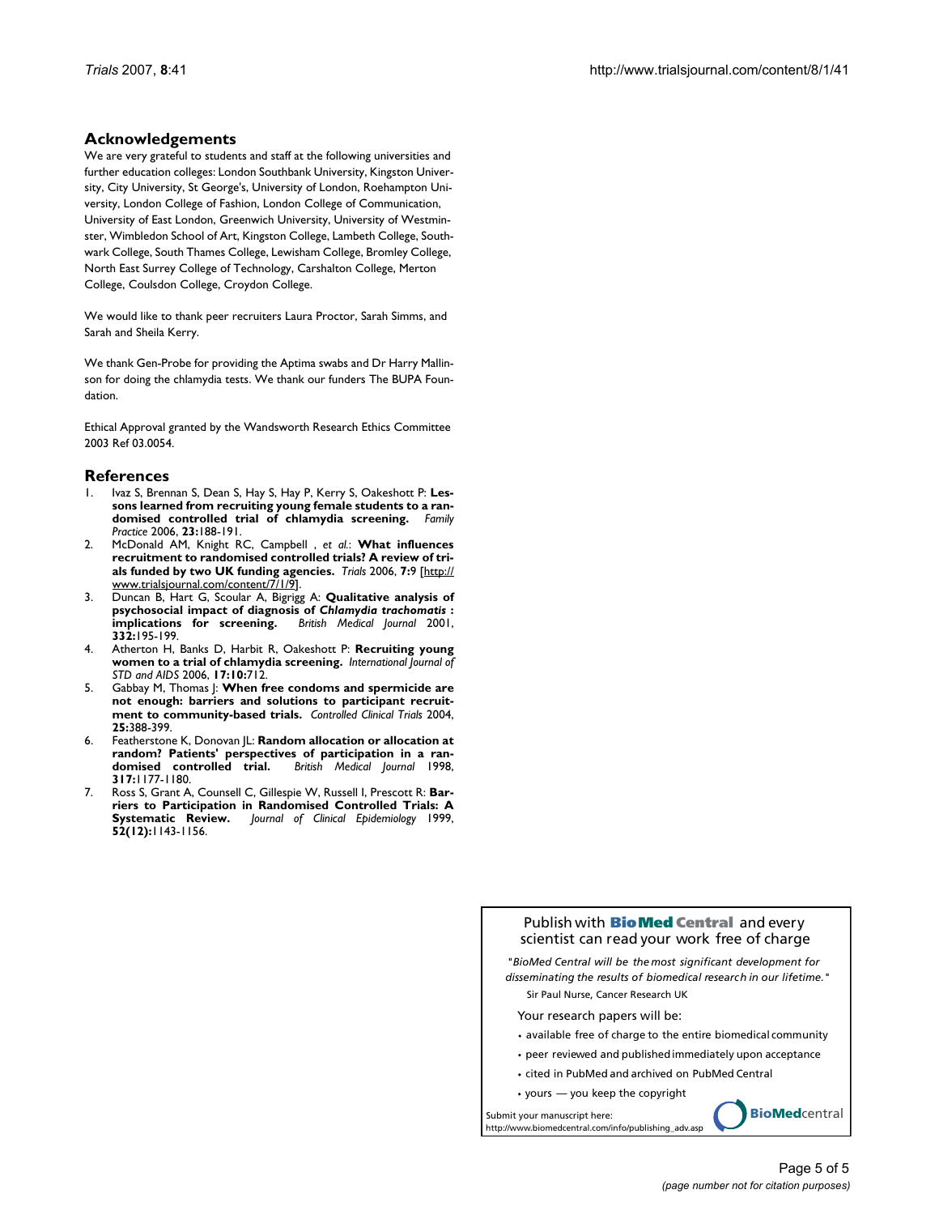## Acknowledgements

We are very grateful to students and staff at the following universities and further education colleges: London Southbank University, Kingston University, City University, St George's, University of London, Roehampton University, London College of Fashion, London College of Communication, University of East London, Greenwich University, University of Westminster, Wimbledon School of Art, Kingston College, Lambeth College, Southwark College, South Thames College, Lewisham College, Bromley College, North East Surrey College of Technology, Carshalton College, Merton College, Coulsdon College, Croydon College.

We would like to thank peer recruiters Laura Proctor, Sarah Simms, and Sarah and Sheila Kerry.

We thank Gen-Probe for providing the Aptima swabs and Dr Harry Mallinson for doing the chlamydia tests. We thank our funders The BUPA Foundation.

Ethical Approval granted by the Wandsworth Research Ethics Committee 2003 Ref 03.0054.

## References

1. Ivaz S, Brennan S, Dean S, Hay S, Hay P, Kerry S, Oakeshott P: **Lessons learned from recruiting young female students to a randomised controlled trial of chlamydia screening.** *Family Practice* 2006, **23:**188-191.
2. McDonald AM, Knight RC, Campbell , *et al.*: **What influences recruitment to randomised controlled trials? A review of trials funded by two UK funding agencies.** *Trials* 2006, **7:**9 [http://www.trialsjournal.com/content/7/1/9].
3. Duncan B, Hart G, Scoular A, Bigrigg A: **Qualitative analysis of psychosocial impact of diagnosis of *Chlamydia trachomatis* : implications for screening.** *British Medical Journal* 2001, **332:**195-199.
4. Atherton H, Banks D, Harbit R, Oakeshott P: **Recruiting young women to a trial of chlamydia screening.** *International Journal of STD and AIDS* 2006, **17:10:**712.
5. Gabbay M, Thomas J: **When free condoms and spermicide are not enough: barriers and solutions to participant recruitment to community-based trials.** *Controlled Clinical Trials* 2004, **25:**388-399.
6. Featherstone K, Donovan JL: **Random allocation or allocation at random? Patients' perspectives of participation in a randomised controlled trial.** *British Medical Journal* 1998, **317:**1177-1180.
7. Ross S, Grant A, Counsell C, Gillespie W, Russell I, Prescott R: **Barriers to Participation in Randomised Controlled Trials: A Systematic Review.** *Journal of Clinical Epidemiology* 1999, **52(12):**1143-1156.

Publish with **BioMed Central** and every scientist can read your work free of charge

*"BioMed Central will be the most significant development for disseminating the results of biomedical research in our lifetime."*

Sir Paul Nurse, Cancer Research UK

Your research papers will be:

- available free of charge to the entire biomedical community
- peer reviewed and published immediately upon acceptance
- cited in PubMed and archived on PubMed Central
- yours — you keep the copyright

Submit your manuscript here:
http://www.biomedcentral.com/info/publishing_adv.asp

**BioMed**central